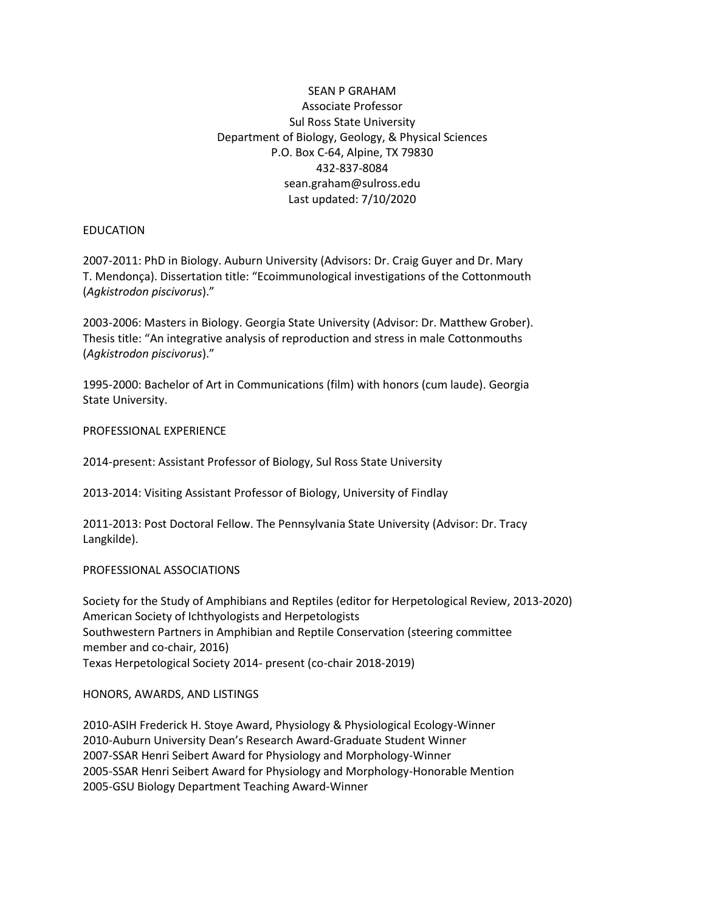# SEAN P GRAHAM

Associate Professor
Sul Ross State University
Department of Biology, Geology, & Physical Sciences
P.O. Box C-64, Alpine, TX 79830
432-837-8084
sean.graham@sulross.edu
Last updated: 7/10/2020

## EDUCATION

2007-2011: PhD in Biology. Auburn University (Advisors: Dr. Craig Guyer and Dr. Mary T. Mendonça). Dissertation title: "Ecoimmunological investigations of the Cottonmouth (*Agkistrodon piscivorus*)."

2003-2006: Masters in Biology. Georgia State University (Advisor: Dr. Matthew Grober). Thesis title: "An integrative analysis of reproduction and stress in male Cottonmouths (*Agkistrodon piscivorus*)."

1995-2000: Bachelor of Art in Communications (film) with honors (cum laude). Georgia State University.

## PROFESSIONAL EXPERIENCE

2014-present: Assistant Professor of Biology, Sul Ross State University

2013-2014: Visiting Assistant Professor of Biology, University of Findlay

2011-2013: Post Doctoral Fellow. The Pennsylvania State University (Advisor: Dr. Tracy Langkilde).

## PROFESSIONAL ASSOCIATIONS

Society for the Study of Amphibians and Reptiles (editor for Herpetological Review, 2013-2020)
American Society of Ichthyologists and Herpetologists
Southwestern Partners in Amphibian and Reptile Conservation (steering committee member and co-chair, 2016)
Texas Herpetological Society 2014- present (co-chair 2018-2019)

## HONORS, AWARDS, AND LISTINGS

2010-ASIH Frederick H. Stoye Award, Physiology & Physiological Ecology-Winner
2010-Auburn University Dean's Research Award-Graduate Student Winner
2007-SSAR Henri Seibert Award for Physiology and Morphology-Winner
2005-SSAR Henri Seibert Award for Physiology and Morphology-Honorable Mention
2005-GSU Biology Department Teaching Award-Winner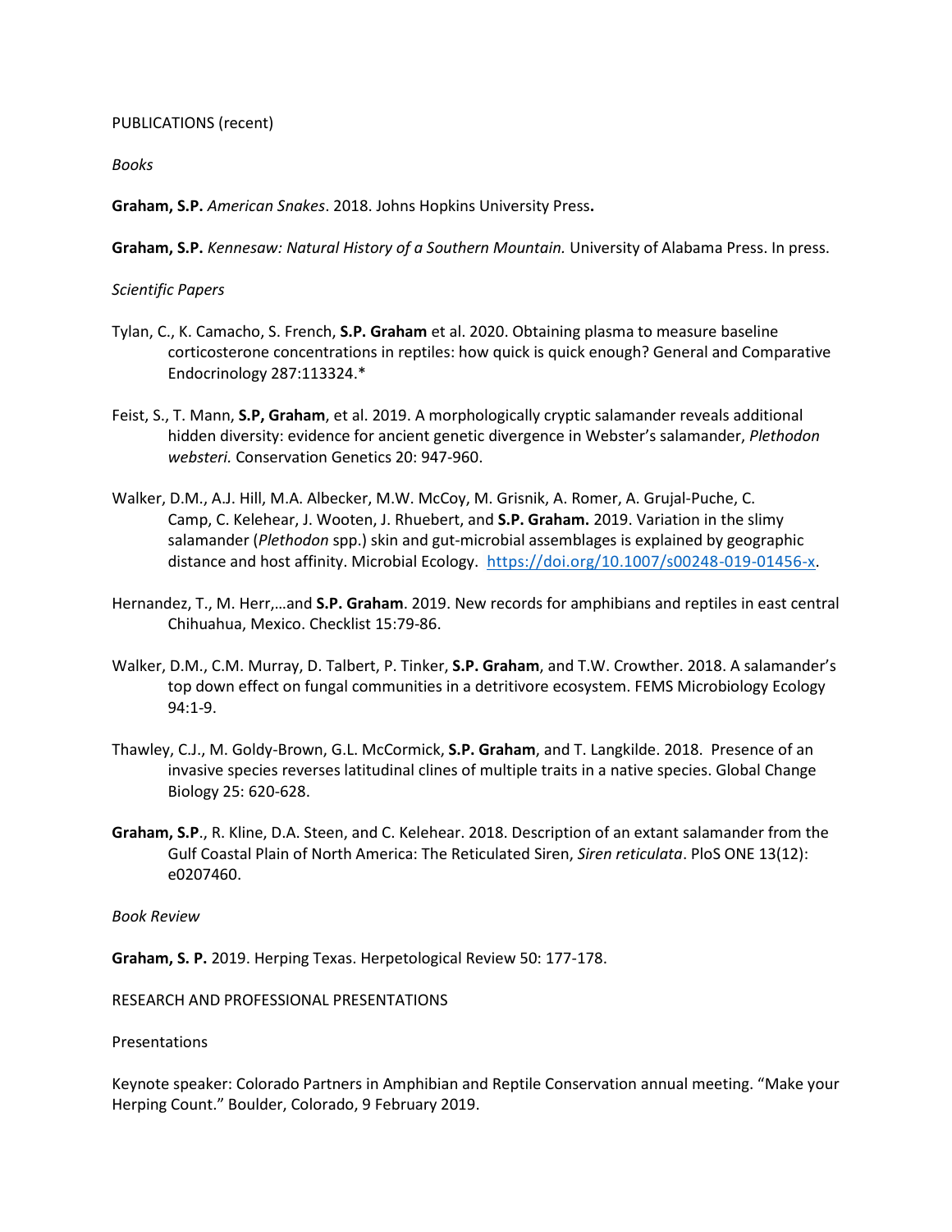PUBLICATIONS (recent)

*Books*

**Graham, S.P.** *American Snakes*. 2018. Johns Hopkins University Press**.**

**Graham, S.P.** *Kennesaw: Natural History of a Southern Mountain.* University of Alabama Press. In press.

*Scientific Papers*

Tylan, C., K. Camacho, S. French, **S.P. Graham** et al. 2020. Obtaining plasma to measure baseline corticosterone concentrations in reptiles: how quick is quick enough? General and Comparative Endocrinology 287:113324.*

Feist, S., T. Mann, **S.P, Graham**, et al. 2019. A morphologically cryptic salamander reveals additional hidden diversity: evidence for ancient genetic divergence in Webster's salamander, *Plethodon websteri.* Conservation Genetics 20: 947-960.

Walker, D.M., A.J. Hill, M.A. Albecker, M.W. McCoy, M. Grisnik, A. Romer, A. Grujal-Puche, C. Camp, C. Kelehear, J. Wooten, J. Rhuebert, and **S.P. Graham.** 2019. Variation in the slimy salamander (*Plethodon* spp.) skin and gut-microbial assemblages is explained by geographic distance and host affinity. Microbial Ecology. https://doi.org/10.1007/s00248-019-01456-x.

Hernandez, T., M. Herr,…and **S.P. Graham**. 2019. New records for amphibians and reptiles in east central Chihuahua, Mexico. Checklist 15:79-86.

Walker, D.M., C.M. Murray, D. Talbert, P. Tinker, **S.P. Graham**, and T.W. Crowther. 2018. A salamander's top down effect on fungal communities in a detritivore ecosystem. FEMS Microbiology Ecology 94:1-9.

Thawley, C.J., M. Goldy-Brown, G.L. McCormick, **S.P. Graham**, and T. Langkilde. 2018. Presence of an invasive species reverses latitudinal clines of multiple traits in a native species. Global Change Biology 25: 620-628.

**Graham, S.P**., R. Kline, D.A. Steen, and C. Kelehear. 2018. Description of an extant salamander from the Gulf Coastal Plain of North America: The Reticulated Siren, *Siren reticulata*. PloS ONE 13(12): e0207460.

*Book Review*

**Graham, S. P.** 2019. Herping Texas. Herpetological Review 50: 177-178.

RESEARCH AND PROFESSIONAL PRESENTATIONS

Presentations

Keynote speaker: Colorado Partners in Amphibian and Reptile Conservation annual meeting. "Make your Herping Count." Boulder, Colorado, 9 February 2019.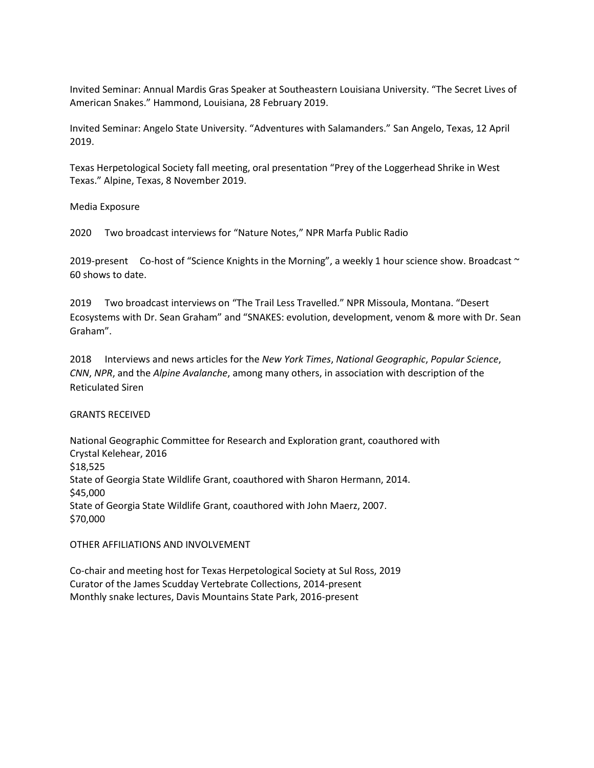Invited Seminar: Annual Mardis Gras Speaker at Southeastern Louisiana University. "The Secret Lives of American Snakes." Hammond, Louisiana, 28 February 2019.

Invited Seminar: Angelo State University. "Adventures with Salamanders." San Angelo, Texas, 12 April 2019.

Texas Herpetological Society fall meeting, oral presentation "Prey of the Loggerhead Shrike in West Texas." Alpine, Texas, 8 November 2019.

## Media Exposure

2020 Two broadcast interviews for "Nature Notes," NPR Marfa Public Radio

2019-present Co-host of "Science Knights in the Morning", a weekly 1 hour science show. Broadcast ~ 60 shows to date.

2019 Two broadcast interviews on "The Trail Less Travelled." NPR Missoula, Montana. "Desert Ecosystems with Dr. Sean Graham" and "SNAKES: evolution, development, venom & more with Dr. Sean Graham".

2018 Interviews and news articles for the *New York Times*, *National Geographic*, *Popular Science*, *CNN*, *NPR*, and the *Alpine Avalanche*, among many others, in association with description of the Reticulated Siren

## GRANTS RECEIVED

National Geographic Committee for Research and Exploration grant, coauthored with Crystal Kelehear, 2016
$18,525
State of Georgia State Wildlife Grant, coauthored with Sharon Hermann, 2014.
$45,000
State of Georgia State Wildlife Grant, coauthored with John Maerz, 2007.
$70,000

## OTHER AFFILIATIONS AND INVOLVEMENT

Co-chair and meeting host for Texas Herpetological Society at Sul Ross, 2019
Curator of the James Scudday Vertebrate Collections, 2014-present
Monthly snake lectures, Davis Mountains State Park, 2016-present